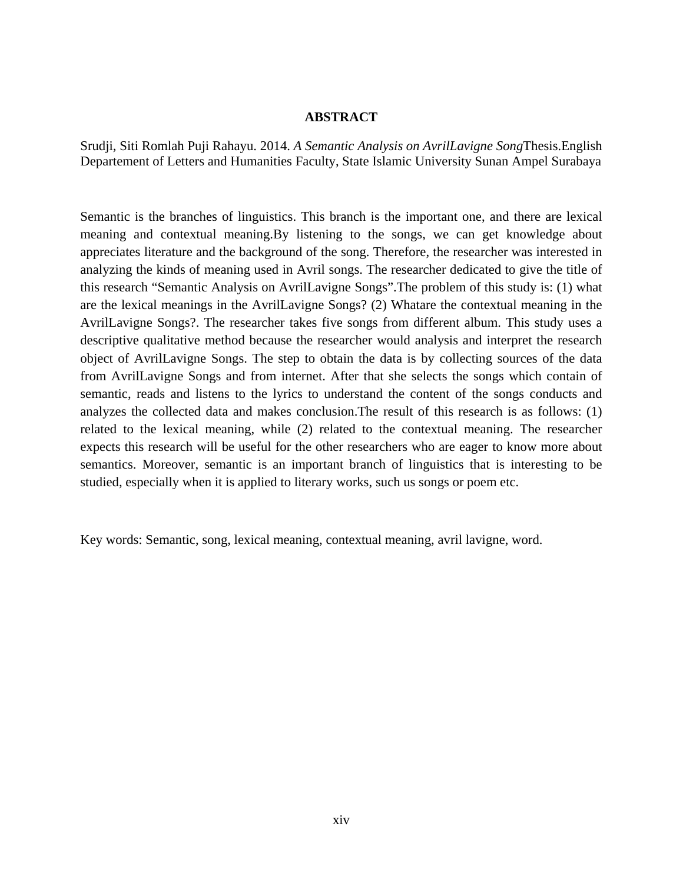## ABSTRACT

Srudji, Siti Romlah Puji Rahayu. 2014. *A Semantic Analysis on AvrilLavigne Song*Thesis.English Departement of Letters and Humanities Faculty, State Islamic University Sunan Ampel Surabaya

Semantic is the branches of linguistics. This branch is the important one, and there are lexical meaning and contextual meaning.By listening to the songs, we can get knowledge about appreciates literature and the background of the song. Therefore, the researcher was interested in analyzing the kinds of meaning used in Avril songs. The researcher dedicated to give the title of this research “Semantic Analysis on AvrilLavigne Songs”.The problem of this study is: (1) what are the lexical meanings in the AvrilLavigne Songs? (2) Whatare the contextual meaning in the AvrilLavigne Songs?. The researcher takes five songs from different album. This study uses a descriptive qualitative method because the researcher would analysis and interpret the research object of AvrilLavigne Songs. The step to obtain the data is by collecting sources of the data from AvrilLavigne Songs and from internet. After that she selects the songs which contain of semantic, reads and listens to the lyrics to understand the content of the songs conducts and analyzes the collected data and makes conclusion.The result of this research is as follows: (1) related to the lexical meaning, while (2) related to the contextual meaning. The researcher expects this research will be useful for the other researchers who are eager to know more about semantics. Moreover, semantic is an important branch of linguistics that is interesting to be studied, especially when it is applied to literary works, such us songs or poem etc.

Key words: Semantic, song, lexical meaning, contextual meaning, avril lavigne, word.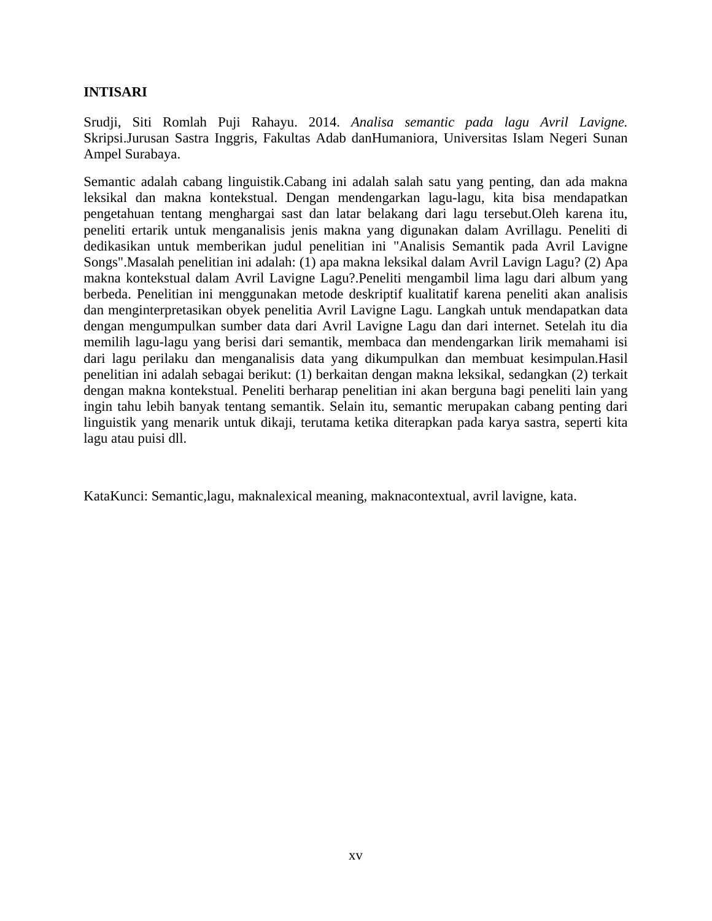**INTISARI**

Srudji, Siti Romlah Puji Rahayu. 2014. *Analisa semantic pada lagu Avril Lavigne.* Skripsi.Jurusan Sastra Inggris, Fakultas Adab danHumaniora, Universitas Islam Negeri Sunan Ampel Surabaya.

Semantic adalah cabang linguistik.Cabang ini adalah salah satu yang penting, dan ada makna leksikal dan makna kontekstual. Dengan mendengarkan lagu-lagu, kita bisa mendapatkan pengetahuan tentang menghargai sast dan latar belakang dari lagu tersebut.Oleh karena itu, peneliti ertarik untuk menganalisis jenis makna yang digunakan dalam Avrillagu. Peneliti di dedikasikan untuk memberikan judul penelitian ini "Analisis Semantik pada Avril Lavigne Songs".Masalah penelitian ini adalah: (1) apa makna leksikal dalam Avril Lavign Lagu? (2) Apa makna kontekstual dalam Avril Lavigne Lagu?.Peneliti mengambil lima lagu dari album yang berbeda. Penelitian ini menggunakan metode deskriptif kualitatif karena peneliti akan analisis dan menginterpretasikan obyek penelitia Avril Lavigne Lagu. Langkah untuk mendapatkan data dengan mengumpulkan sumber data dari Avril Lavigne Lagu dan dari internet. Setelah itu dia memilih lagu-lagu yang berisi dari semantik, membaca dan mendengarkan lirik memahami isi dari lagu perilaku dan menganalisis data yang dikumpulkan dan membuat kesimpulan.Hasil penelitian ini adalah sebagai berikut: (1) berkaitan dengan makna leksikal, sedangkan (2) terkait dengan makna kontekstual. Peneliti berharap penelitian ini akan berguna bagi peneliti lain yang ingin tahu lebih banyak tentang semantik. Selain itu, semantic merupakan cabang penting dari linguistik yang menarik untuk dikaji, terutama ketika diterapkan pada karya sastra, seperti kita lagu atau puisi dll.

KataKunci: Semantic,lagu, maknalexical meaning, maknacontextual, avril lavigne, kata.